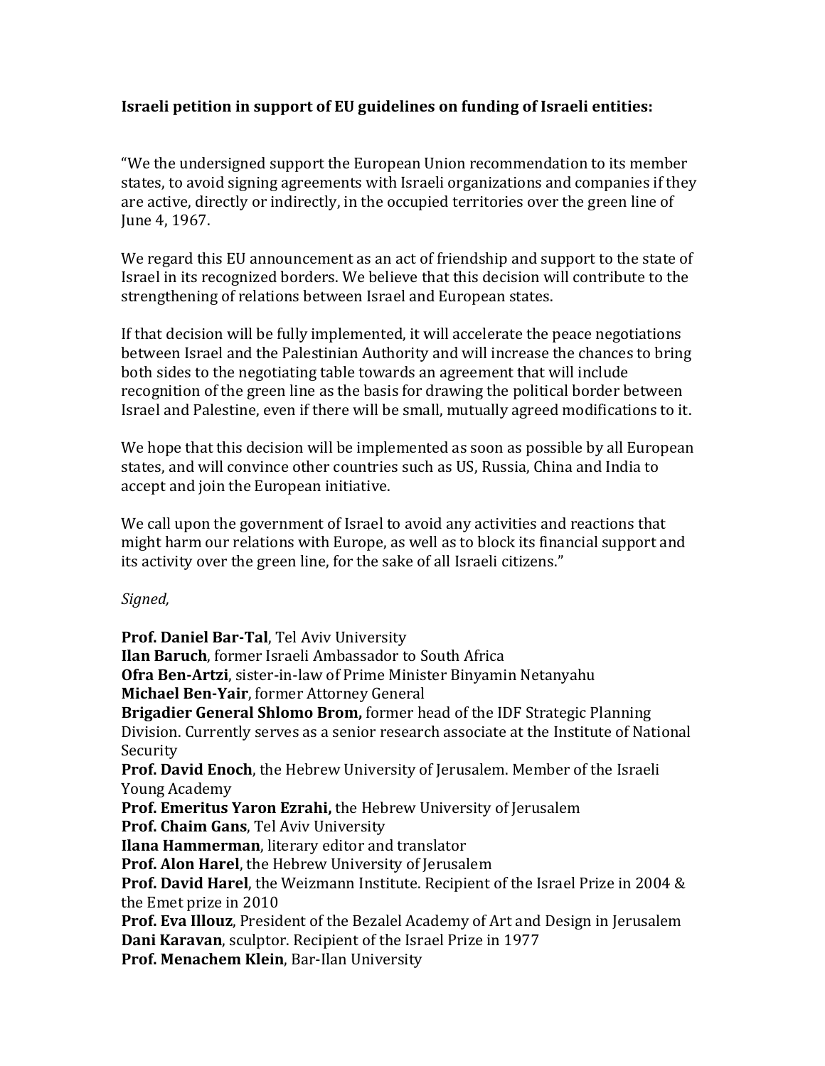**Israeli petition in support of EU guidelines on funding of Israeli entities:**

"We the undersigned support the European Union recommendation to its member states, to avoid signing agreements with Israeli organizations and companies if they are active, directly or indirectly, in the occupied territories over the green line of June 4, 1967.

We regard this EU announcement as an act of friendship and support to the state of Israel in its recognized borders. We believe that this decision will contribute to the strengthening of relations between Israel and European states.

If that decision will be fully implemented, it will accelerate the peace negotiations between Israel and the Palestinian Authority and will increase the chances to bring both sides to the negotiating table towards an agreement that will include recognition of the green line as the basis for drawing the political border between Israel and Palestine, even if there will be small, mutually agreed modifications to it.

We hope that this decision will be implemented as soon as possible by all European states, and will convince other countries such as US, Russia, China and India to accept and join the European initiative.

We call upon the government of Israel to avoid any activities and reactions that might harm our relations with Europe, as well as to block its financial support and its activity over the green line, for the sake of all Israeli citizens."

*Signed,*

**Prof. Daniel Bar-Tal**, Tel Aviv University
**Ilan Baruch**, former Israeli Ambassador to South Africa
**Ofra Ben-Artzi**, sister-in-law of Prime Minister Binyamin Netanyahu
**Michael Ben-Yair**, former Attorney General
**Brigadier General Shlomo Brom,** former head of the IDF Strategic Planning Division. Currently serves as a senior research associate at the Institute of National Security
**Prof. David Enoch**, the Hebrew University of Jerusalem. Member of the Israeli Young Academy
**Prof. Emeritus Yaron Ezrahi,** the Hebrew University of Jerusalem
**Prof. Chaim Gans**, Tel Aviv University
**Ilana Hammerman**, literary editor and translator
**Prof. Alon Harel**, the Hebrew University of Jerusalem
**Prof. David Harel**, the Weizmann Institute. Recipient of the Israel Prize in 2004 & the Emet prize in 2010
**Prof. Eva Illouz**, President of the Bezalel Academy of Art and Design in Jerusalem
**Dani Karavan**, sculptor. Recipient of the Israel Prize in 1977
**Prof. Menachem Klein**, Bar-Ilan University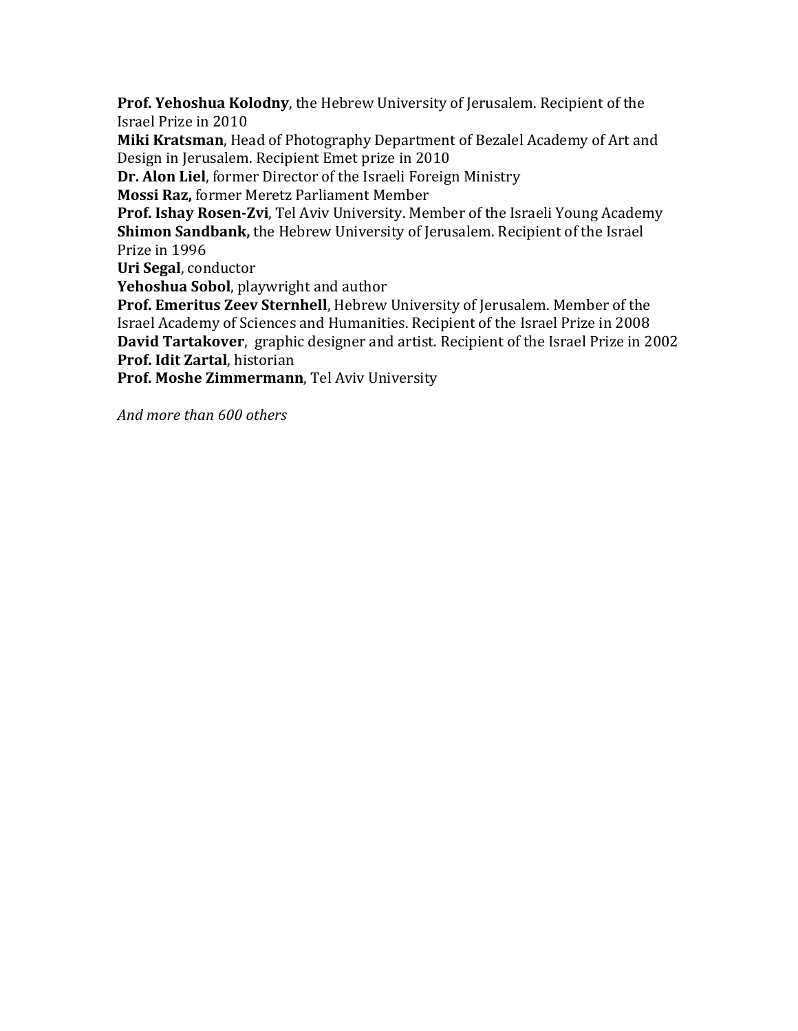**Prof. Yehoshua Kolodny**, the Hebrew University of Jerusalem. Recipient of the Israel Prize in 2010
**Miki Kratsman**, Head of Photography Department of Bezalel Academy of Art and Design in Jerusalem. Recipient Emet prize in 2010
**Dr. Alon Liel**, former Director of the Israeli Foreign Ministry
**Mossi Raz,** former Meretz Parliament Member
**Prof. Ishay Rosen-Zvi**, Tel Aviv University. Member of the Israeli Young Academy
**Shimon Sandbank,** the Hebrew University of Jerusalem. Recipient of the Israel Prize in 1996
**Uri Segal**, conductor
**Yehoshua Sobol**, playwright and author
**Prof. Emeritus Zeev Sternhell**, Hebrew University of Jerusalem. Member of the Israel Academy of Sciences and Humanities. Recipient of the Israel Prize in 2008
**David Tartakover**, graphic designer and artist. Recipient of the Israel Prize in 2002
**Prof. Idit Zartal**, historian
**Prof. Moshe Zimmermann**, Tel Aviv University

*And more than 600 others*